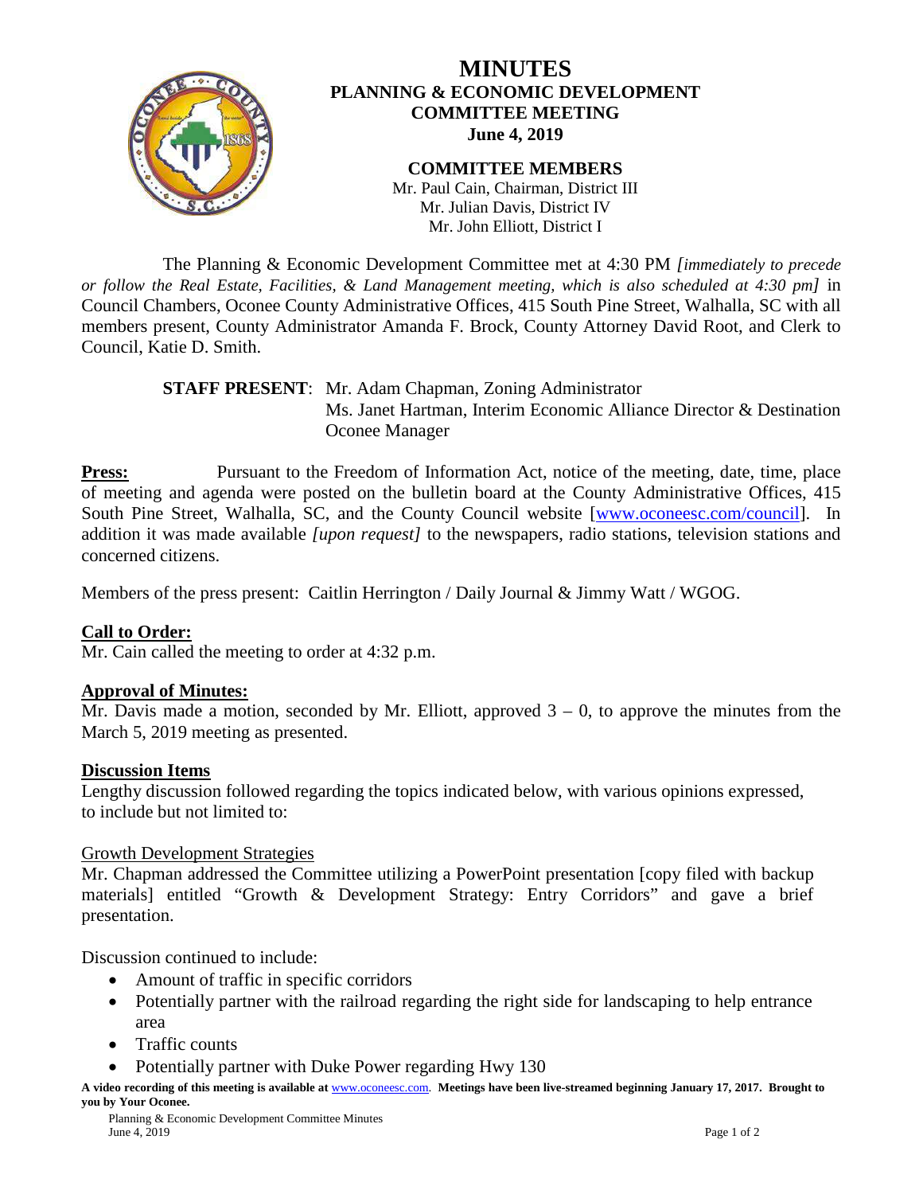# MINUTES

## PLANNING & ECONOMIC DEVELOPMENT COMMITTEE MEETING

**June 4, 2019**

**COMMITTEE MEMBERS**

Mr. Paul Cain, Chairman, District III
Mr. Julian Davis, District IV
Mr. John Elliott, District I

The Planning & Economic Development Committee met at 4:30 PM *[immediately to precede or follow the Real Estate, Facilities, & Land Management meeting, which is also scheduled at 4:30 pm]* in Council Chambers, Oconee County Administrative Offices, 415 South Pine Street, Walhalla, SC with all members present, County Administrator Amanda F. Brock, County Attorney David Root, and Clerk to Council, Katie D. Smith.

**STAFF PRESENT**: Mr. Adam Chapman, Zoning Administrator
Ms. Janet Hartman, Interim Economic Alliance Director & Destination Oconee Manager

**Press:** Pursuant to the Freedom of Information Act, notice of the meeting, date, time, place of meeting and agenda were posted on the bulletin board at the County Administrative Offices, 415 South Pine Street, Walhalla, SC, and the County Council website [www.oconeesc.com/council]. In addition it was made available *[upon request]* to the newspapers, radio stations, television stations and concerned citizens.

Members of the press present: Caitlin Herrington / Daily Journal & Jimmy Watt / WGOG.

**Call to Order:**

Mr. Cain called the meeting to order at 4:32 p.m.

**Approval of Minutes:**

Mr. Davis made a motion, seconded by Mr. Elliott, approved 3 – 0, to approve the minutes from the March 5, 2019 meeting as presented.

**Discussion Items**

Lengthy discussion followed regarding the topics indicated below, with various opinions expressed, to include but not limited to:

Growth Development Strategies

Mr. Chapman addressed the Committee utilizing a PowerPoint presentation [copy filed with backup materials] entitled "Growth & Development Strategy: Entry Corridors" and gave a brief presentation.

Discussion continued to include:

- Amount of traffic in specific corridors
- Potentially partner with the railroad regarding the right side for landscaping to help entrance area
- Traffic counts
- Potentially partner with Duke Power regarding Hwy 130

**A video recording of this meeting is available at www.oconeesc.com. Meetings have been live-streamed beginning January 17, 2017. Brought to you by Your Oconee.**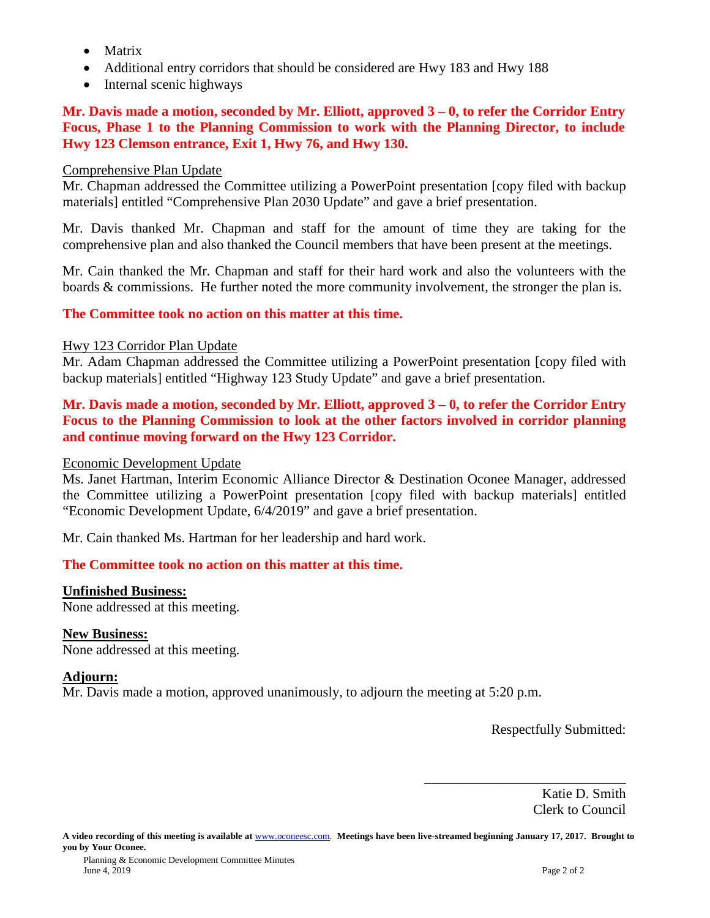- Matrix
- Additional entry corridors that should be considered are Hwy 183 and Hwy 188
- Internal scenic highways

**Mr. Davis made a motion, seconded by Mr. Elliott, approved 3 – 0, to refer the Corridor Entry Focus, Phase 1 to the Planning Commission to work with the Planning Director, to include Hwy 123 Clemson entrance, Exit 1, Hwy 76, and Hwy 130.**

Comprehensive Plan Update

Mr. Chapman addressed the Committee utilizing a PowerPoint presentation [copy filed with backup materials] entitled "Comprehensive Plan 2030 Update" and gave a brief presentation.

Mr. Davis thanked Mr. Chapman and staff for the amount of time they are taking for the comprehensive plan and also thanked the Council members that have been present at the meetings.

Mr. Cain thanked the Mr. Chapman and staff for their hard work and also the volunteers with the boards & commissions. He further noted the more community involvement, the stronger the plan is.

**The Committee took no action on this matter at this time.**

Hwy 123 Corridor Plan Update

Mr. Adam Chapman addressed the Committee utilizing a PowerPoint presentation [copy filed with backup materials] entitled "Highway 123 Study Update" and gave a brief presentation.

**Mr. Davis made a motion, seconded by Mr. Elliott, approved 3 – 0, to refer the Corridor Entry Focus to the Planning Commission to look at the other factors involved in corridor planning and continue moving forward on the Hwy 123 Corridor.**

Economic Development Update

Ms. Janet Hartman, Interim Economic Alliance Director & Destination Oconee Manager, addressed the Committee utilizing a PowerPoint presentation [copy filed with backup materials] entitled "Economic Development Update, 6/4/2019" and gave a brief presentation.

Mr. Cain thanked Ms. Hartman for her leadership and hard work.

**The Committee took no action on this matter at this time.**

**Unfinished Business:**

None addressed at this meeting.

**New Business:**

None addressed at this meeting.

**Adjourn:**

Mr. Davis made a motion, approved unanimously, to adjourn the meeting at 5:20 p.m.

Respectfully Submitted:

_______________________________

Katie D. Smith
Clerk to Council

**A video recording of this meeting is available at www.oconeesc.com. Meetings have been live-streamed beginning January 17, 2017. Brought to you by Your Oconee.**